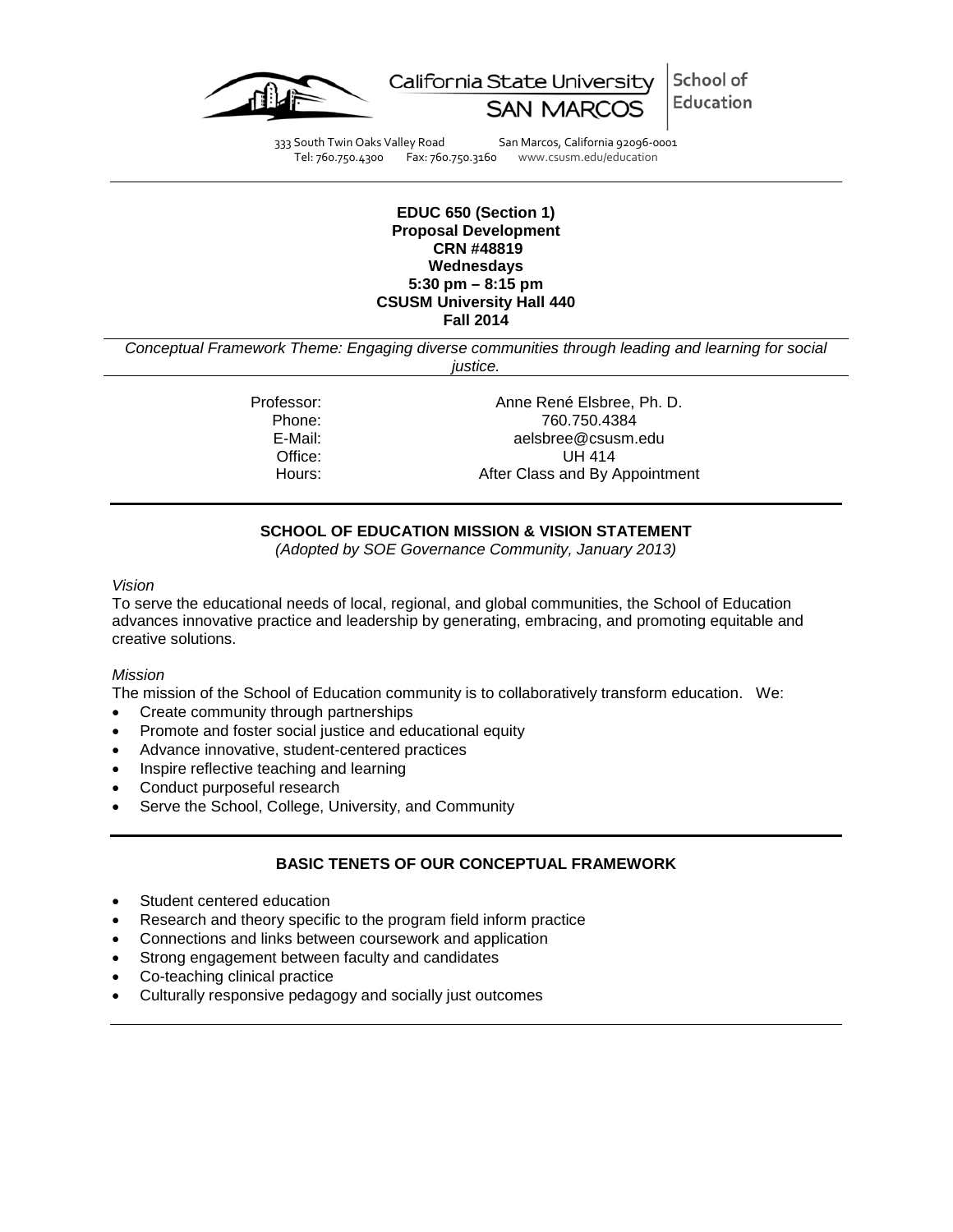California State University SAN MARCOS | School of Education

333 South Twin Oaks Valley Road San Marcos, California 92096-0001
Tel: 760.750.4300 Fax: 760.750.3160 www.csusm.edu/education

---

**EDUC 650 (Section 1)**
**Proposal Development**
**CRN #48819**
**Wednesdays**
**5:30 pm – 8:15 pm**
**CSUSM University Hall 440**
**Fall 2014**

*Conceptual Framework Theme: Engaging diverse communities through leading and learning for social justice.*

| | |
|---|---|
| Professor: | Anne René Elsbree, Ph. D. |
| Phone: | 760.750.4384 |
| E-Mail: | aelsbree@csusm.edu |
| Office: | UH 414 |
| Hours: | After Class and By Appointment |

## SCHOOL OF EDUCATION MISSION & VISION STATEMENT

*(Adopted by SOE Governance Community, January 2013)*

*Vision*

To serve the educational needs of local, regional, and global communities, the School of Education advances innovative practice and leadership by generating, embracing, and promoting equitable and creative solutions.

*Mission*

The mission of the School of Education community is to collaboratively transform education. We:

- Create community through partnerships
- Promote and foster social justice and educational equity
- Advance innovative, student-centered practices
- Inspire reflective teaching and learning
- Conduct purposeful research
- Serve the School, College, University, and Community

## BASIC TENETS OF OUR CONCEPTUAL FRAMEWORK

- Student centered education
- Research and theory specific to the program field inform practice
- Connections and links between coursework and application
- Strong engagement between faculty and candidates
- Co-teaching clinical practice
- Culturally responsive pedagogy and socially just outcomes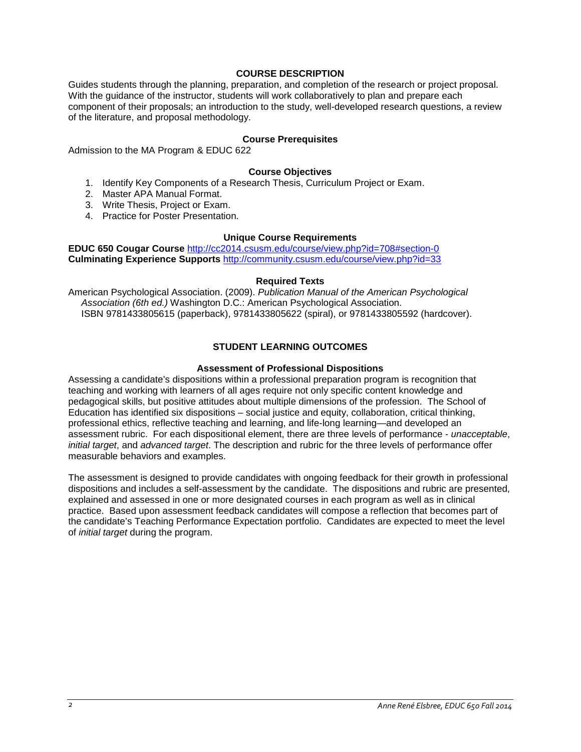## COURSE DESCRIPTION

Guides students through the planning, preparation, and completion of the research or project proposal. With the guidance of the instructor, students will work collaboratively to plan and prepare each component of their proposals; an introduction to the study, well-developed research questions, a review of the literature, and proposal methodology.

### Course Prerequisites

Admission to the MA Program & EDUC 622

### Course Objectives

1. Identify Key Components of a Research Thesis, Curriculum Project or Exam.
2. Master APA Manual Format.
3. Write Thesis, Project or Exam.
4. Practice for Poster Presentation.

### Unique Course Requirements

**EDUC 650 Cougar Course** http://cc2014.csusm.edu/course/view.php?id=708#section-0
**Culminating Experience Supports** http://community.csusm.edu/course/view.php?id=33

### Required Texts

American Psychological Association. (2009). *Publication Manual of the American Psychological Association (6th ed.)* Washington D.C.: American Psychological Association. ISBN 9781433805615 (paperback), 9781433805622 (spiral), or 9781433805592 (hardcover).

## STUDENT LEARNING OUTCOMES

### Assessment of Professional Dispositions

Assessing a candidate's dispositions within a professional preparation program is recognition that teaching and working with learners of all ages require not only specific content knowledge and pedagogical skills, but positive attitudes about multiple dimensions of the profession. The School of Education has identified six dispositions – social justice and equity, collaboration, critical thinking, professional ethics, reflective teaching and learning, and life-long learning—and developed an assessment rubric. For each dispositional element, there are three levels of performance - *unacceptable*, *initial target*, and *advanced target*. The description and rubric for the three levels of performance offer measurable behaviors and examples.

The assessment is designed to provide candidates with ongoing feedback for their growth in professional dispositions and includes a self-assessment by the candidate. The dispositions and rubric are presented, explained and assessed in one or more designated courses in each program as well as in clinical practice. Based upon assessment feedback candidates will compose a reflection that becomes part of the candidate's Teaching Performance Expectation portfolio. Candidates are expected to meet the level of *initial target* during the program.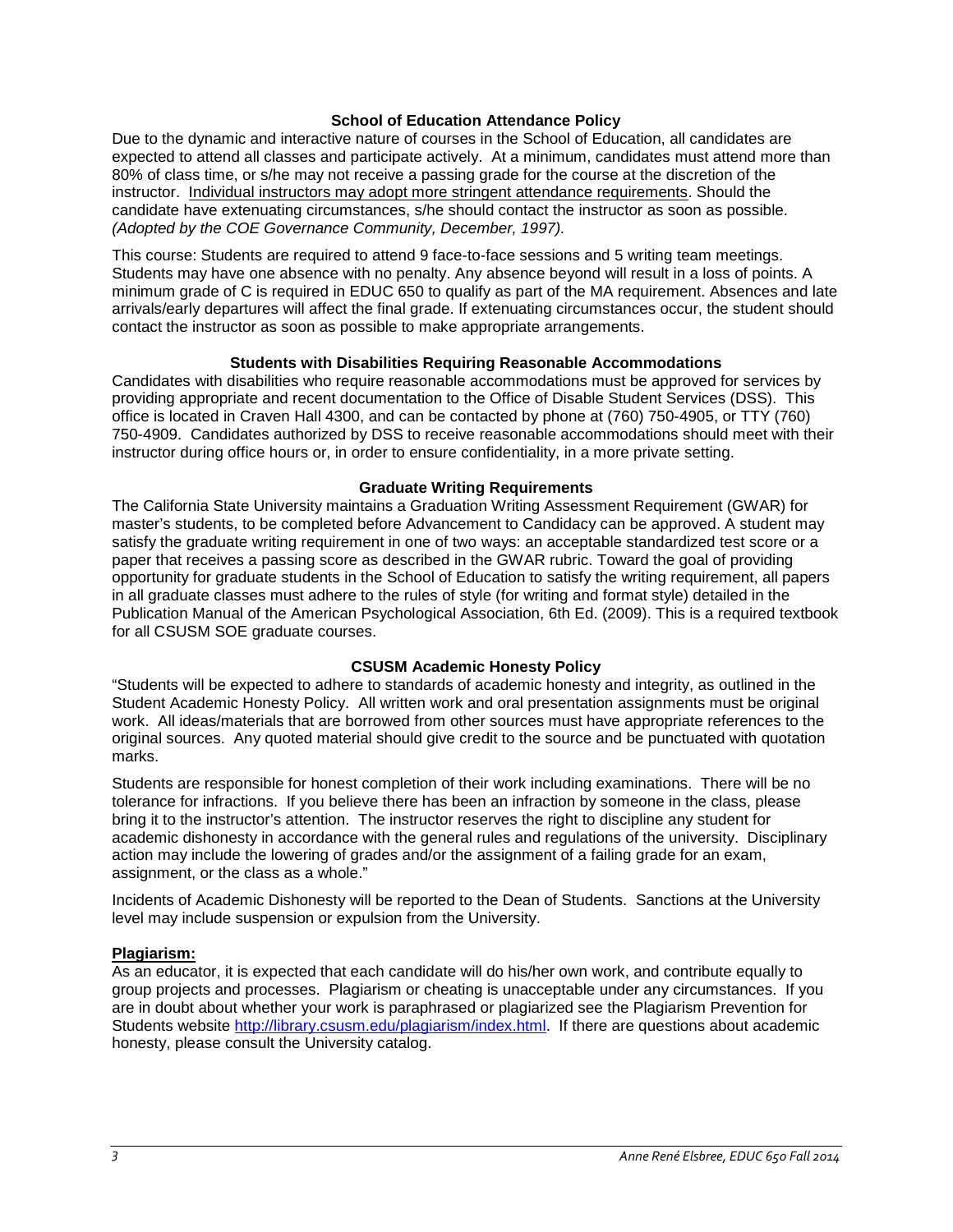### School of Education Attendance Policy

Due to the dynamic and interactive nature of courses in the School of Education, all candidates are expected to attend all classes and participate actively. At a minimum, candidates must attend more than 80% of class time, or s/he may not receive a passing grade for the course at the discretion of the instructor. <u>Individual instructors may adopt more stringent attendance requirements</u>. Should the candidate have extenuating circumstances, s/he should contact the instructor as soon as possible. *(Adopted by the COE Governance Community, December, 1997).*

This course: Students are required to attend 9 face-to-face sessions and 5 writing team meetings. Students may have one absence with no penalty. Any absence beyond will result in a loss of points. A minimum grade of C is required in EDUC 650 to qualify as part of the MA requirement. Absences and late arrivals/early departures will affect the final grade. If extenuating circumstances occur, the student should contact the instructor as soon as possible to make appropriate arrangements.

### Students with Disabilities Requiring Reasonable Accommodations

Candidates with disabilities who require reasonable accommodations must be approved for services by providing appropriate and recent documentation to the Office of Disable Student Services (DSS). This office is located in Craven Hall 4300, and can be contacted by phone at (760) 750-4905, or TTY (760) 750-4909. Candidates authorized by DSS to receive reasonable accommodations should meet with their instructor during office hours or, in order to ensure confidentiality, in a more private setting.

### Graduate Writing Requirements

The California State University maintains a Graduation Writing Assessment Requirement (GWAR) for master's students, to be completed before Advancement to Candidacy can be approved. A student may satisfy the graduate writing requirement in one of two ways: an acceptable standardized test score or a paper that receives a passing score as described in the GWAR rubric. Toward the goal of providing opportunity for graduate students in the School of Education to satisfy the writing requirement, all papers in all graduate classes must adhere to the rules of style (for writing and format style) detailed in the Publication Manual of the American Psychological Association, 6th Ed. (2009). This is a required textbook for all CSUSM SOE graduate courses.

### CSUSM Academic Honesty Policy

"Students will be expected to adhere to standards of academic honesty and integrity, as outlined in the Student Academic Honesty Policy. All written work and oral presentation assignments must be original work. All ideas/materials that are borrowed from other sources must have appropriate references to the original sources. Any quoted material should give credit to the source and be punctuated with quotation marks.

Students are responsible for honest completion of their work including examinations. There will be no tolerance for infractions. If you believe there has been an infraction by someone in the class, please bring it to the instructor's attention. The instructor reserves the right to discipline any student for academic dishonesty in accordance with the general rules and regulations of the university. Disciplinary action may include the lowering of grades and/or the assignment of a failing grade for an exam, assignment, or the class as a whole."

Incidents of Academic Dishonesty will be reported to the Dean of Students. Sanctions at the University level may include suspension or expulsion from the University.

#### Plagiarism:

As an educator, it is expected that each candidate will do his/her own work, and contribute equally to group projects and processes. Plagiarism or cheating is unacceptable under any circumstances. If you are in doubt about whether your work is paraphrased or plagiarized see the Plagiarism Prevention for Students website http://library.csusm.edu/plagiarism/index.html. If there are questions about academic honesty, please consult the University catalog.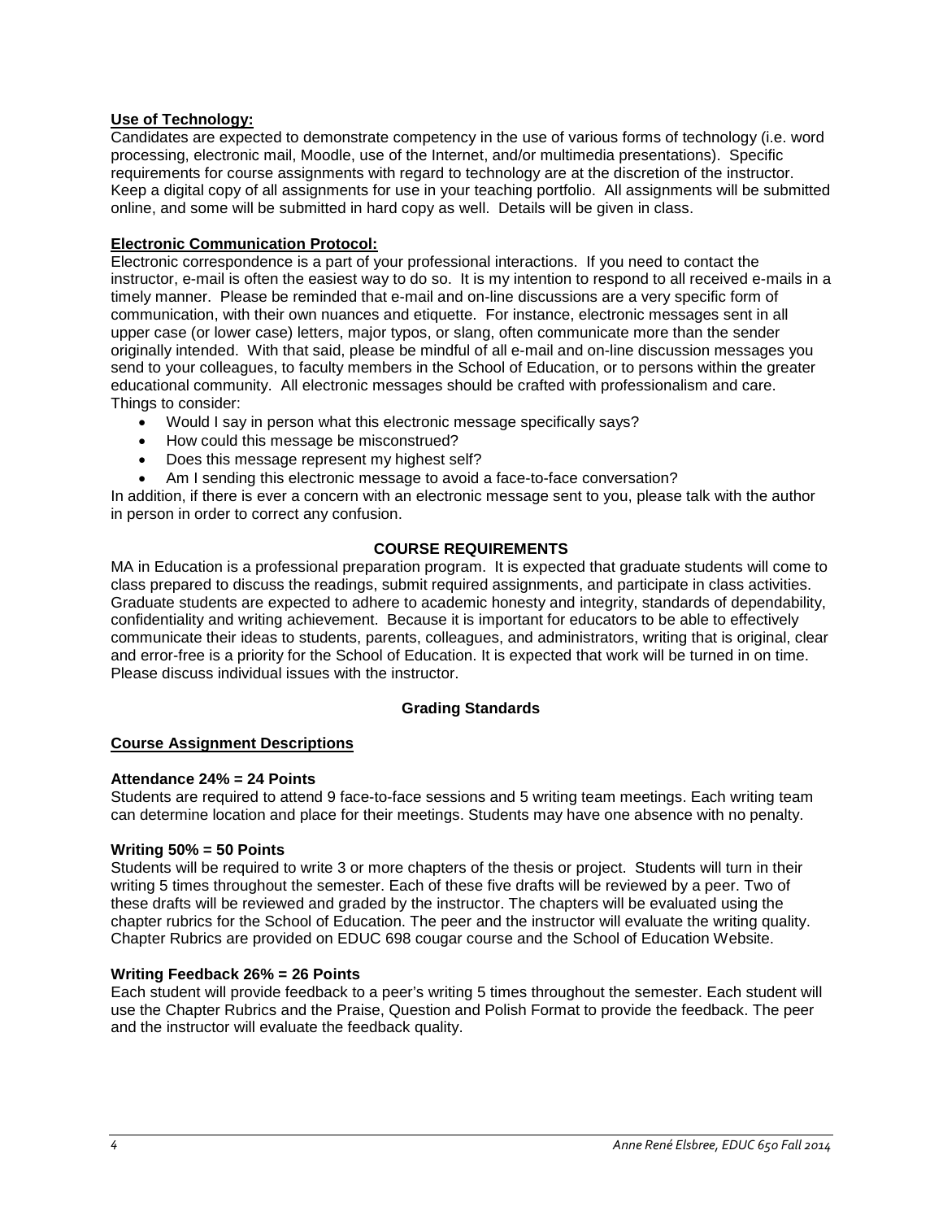**Use of Technology:**

Candidates are expected to demonstrate competency in the use of various forms of technology (i.e. word processing, electronic mail, Moodle, use of the Internet, and/or multimedia presentations). Specific requirements for course assignments with regard to technology are at the discretion of the instructor. Keep a digital copy of all assignments for use in your teaching portfolio. All assignments will be submitted online, and some will be submitted in hard copy as well. Details will be given in class.

**Electronic Communication Protocol:**

Electronic correspondence is a part of your professional interactions. If you need to contact the instructor, e-mail is often the easiest way to do so. It is my intention to respond to all received e-mails in a timely manner. Please be reminded that e-mail and on-line discussions are a very specific form of communication, with their own nuances and etiquette. For instance, electronic messages sent in all upper case (or lower case) letters, major typos, or slang, often communicate more than the sender originally intended. With that said, please be mindful of all e-mail and on-line discussion messages you send to your colleagues, to faculty members in the School of Education, or to persons within the greater educational community. All electronic messages should be crafted with professionalism and care. Things to consider:

- Would I say in person what this electronic message specifically says?
- How could this message be misconstrued?
- Does this message represent my highest self?
- Am I sending this electronic message to avoid a face-to-face conversation?

In addition, if there is ever a concern with an electronic message sent to you, please talk with the author in person in order to correct any confusion.

## COURSE REQUIREMENTS

MA in Education is a professional preparation program. It is expected that graduate students will come to class prepared to discuss the readings, submit required assignments, and participate in class activities. Graduate students are expected to adhere to academic honesty and integrity, standards of dependability, confidentiality and writing achievement. Because it is important for educators to be able to effectively communicate their ideas to students, parents, colleagues, and administrators, writing that is original, clear and error-free is a priority for the School of Education. It is expected that work will be turned in on time. Please discuss individual issues with the instructor.

### Grading Standards

**Course Assignment Descriptions**

**Attendance 24% = 24 Points**

Students are required to attend 9 face-to-face sessions and 5 writing team meetings. Each writing team can determine location and place for their meetings. Students may have one absence with no penalty.

**Writing 50% = 50 Points**

Students will be required to write 3 or more chapters of the thesis or project. Students will turn in their writing 5 times throughout the semester. Each of these five drafts will be reviewed by a peer. Two of these drafts will be reviewed and graded by the instructor. The chapters will be evaluated using the chapter rubrics for the School of Education. The peer and the instructor will evaluate the writing quality. Chapter Rubrics are provided on EDUC 698 cougar course and the School of Education Website.

**Writing Feedback 26% = 26 Points**

Each student will provide feedback to a peer's writing 5 times throughout the semester. Each student will use the Chapter Rubrics and the Praise, Question and Polish Format to provide the feedback. The peer and the instructor will evaluate the feedback quality.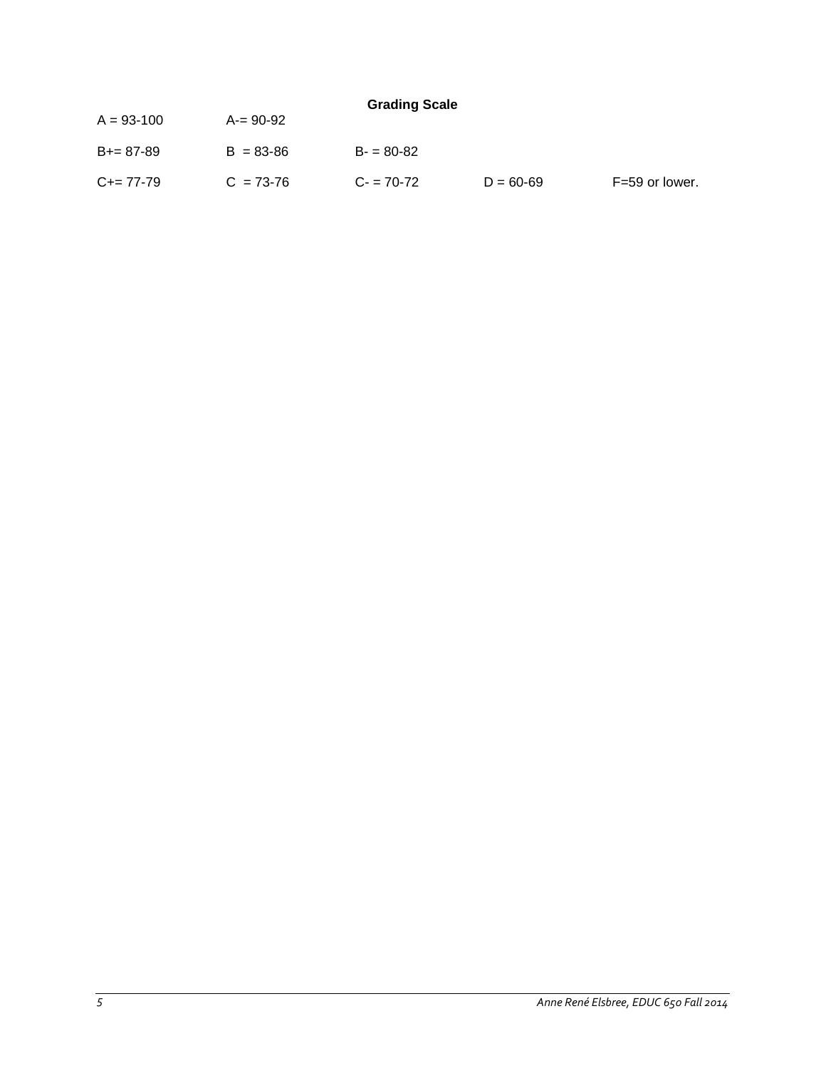**Grading Scale**

| | | | | |
|---|---|---|---|---|
| A = 93-100 | A-= 90-92 | | | |
| B+= 87-89 | B = 83-86 | B- = 80-82 | | |
| C+= 77-79 | C = 73-76 | C- = 70-72 | D = 60-69 | F=59 or lower. |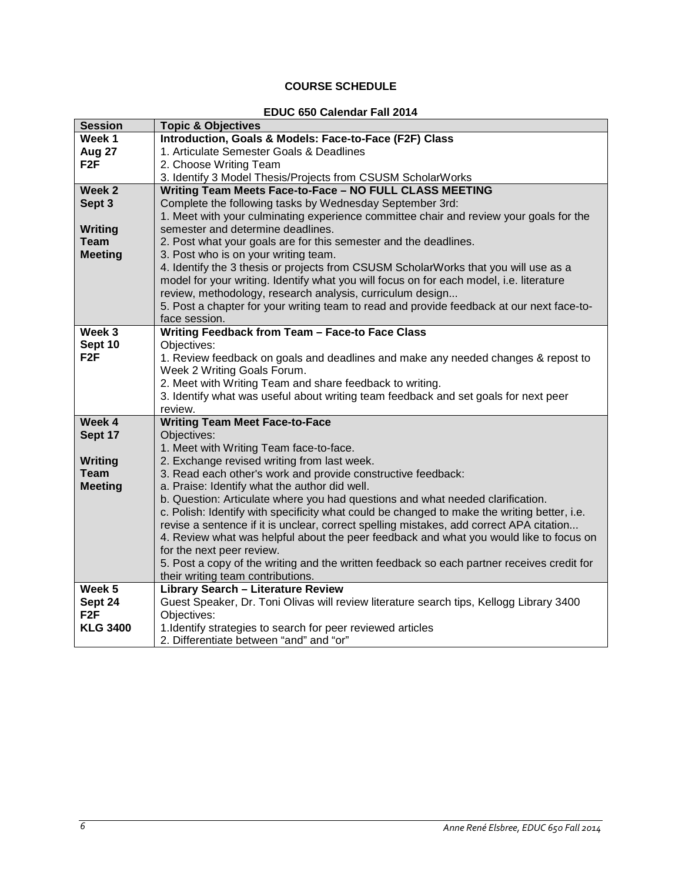## COURSE SCHEDULE

### EDUC 650 Calendar Fall 2014

| Session | Topic & Objectives |
|---|---|
| **Week 1**<br>**Aug 27**<br>**F2F** | **Introduction, Goals & Models: Face-to-Face (F2F) Class**<br>1. Articulate Semester Goals & Deadlines<br>2. Choose Writing Team<br>3. Identify 3 Model Thesis/Projects from CSUSM ScholarWorks |
| **Week 2**<br>**Sept 3**<br><br>**Writing Team Meeting** | **Writing Team Meets Face-to-Face – NO FULL CLASS MEETING**<br>Complete the following tasks by Wednesday September 3rd:<br>1. Meet with your culminating experience committee chair and review your goals for the semester and determine deadlines.<br>2. Post what your goals are for this semester and the deadlines.<br>3. Post who is on your writing team.<br>4. Identify the 3 thesis or projects from CSUSM ScholarWorks that you will use as a model for your writing. Identify what you will focus on for each model, i.e. literature review, methodology, research analysis, curriculum design...<br>5. Post a chapter for your writing team to read and provide feedback at our next face-to-face session. |
| **Week 3**<br>**Sept 10**<br>**F2F** | **Writing Feedback from Team – Face-to Face Class**<br>Objectives:<br>1. Review feedback on goals and deadlines and make any needed changes & repost to Week 2 Writing Goals Forum.<br>2. Meet with Writing Team and share feedback to writing.<br>3. Identify what was useful about writing team feedback and set goals for next peer review. |
| **Week 4**<br>**Sept 17**<br><br>**Writing Team Meeting** | **Writing Team Meet Face-to-Face**<br>Objectives:<br>1. Meet with Writing Team face-to-face.<br>2. Exchange revised writing from last week.<br>3. Read each other's work and provide constructive feedback:<br>a. Praise: Identify what the author did well.<br>b. Question: Articulate where you had questions and what needed clarification.<br>c. Polish: Identify with specificity what could be changed to make the writing better, i.e. revise a sentence if it is unclear, correct spelling mistakes, add correct APA citation...<br>4. Review what was helpful about the peer feedback and what you would like to focus on for the next peer review.<br>5. Post a copy of the writing and the written feedback so each partner receives credit for their writing team contributions. |
| **Week 5**<br>**Sept 24**<br>**F2F**<br>**KLG 3400** | **Library Search – Literature Review**<br>Guest Speaker, Dr. Toni Olivas will review literature search tips, Kellogg Library 3400<br>Objectives:<br>1.Identify strategies to search for peer reviewed articles<br>2. Differentiate between "and" and "or" |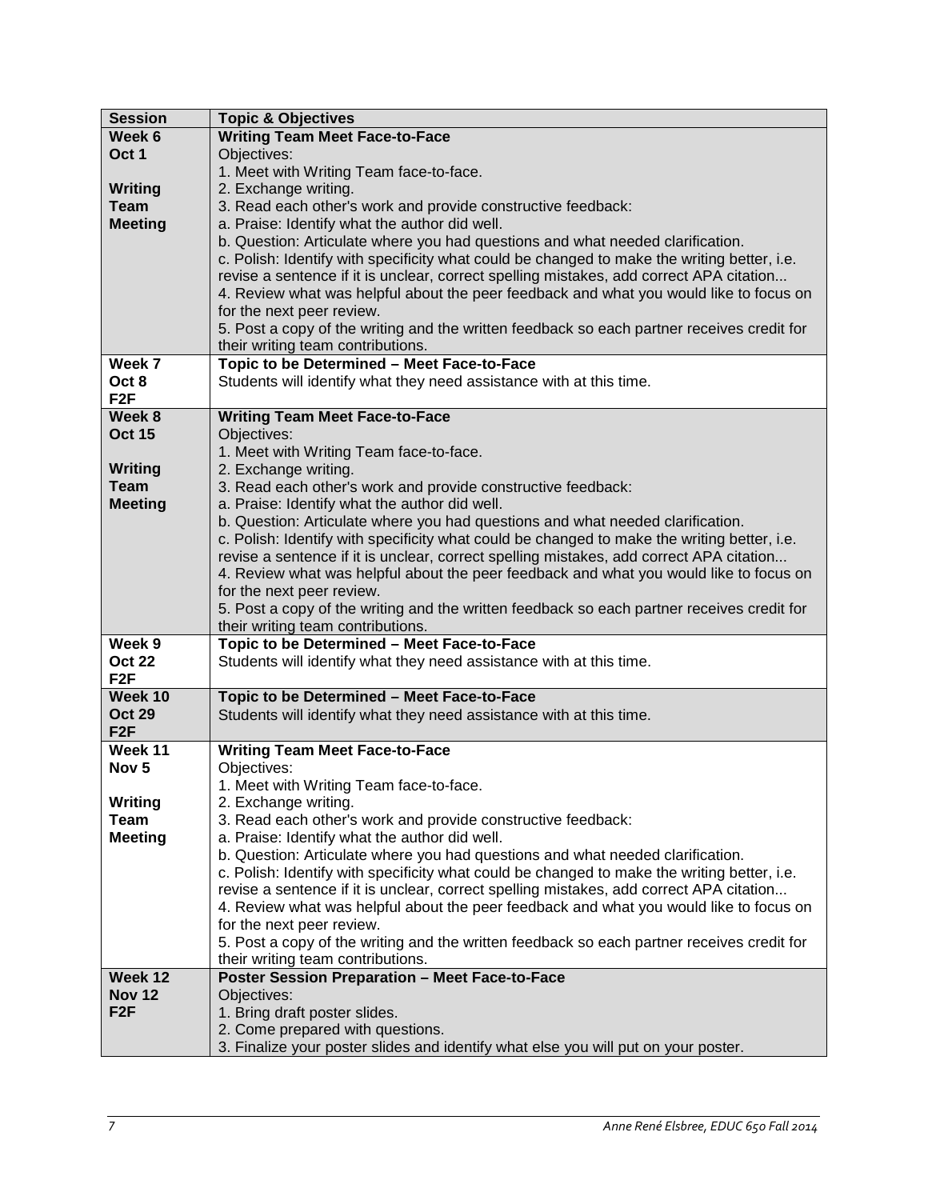| Session | Topic & Objectives |
|---|---|
| **Week 6**<br>**Oct 1**<br><br>**Writing Team Meeting** | **Writing Team Meet Face-to-Face**<br>Objectives:<br>1. Meet with Writing Team face-to-face.<br>2. Exchange writing.<br>3. Read each other's work and provide constructive feedback:<br>a. Praise: Identify what the author did well.<br>b. Question: Articulate where you had questions and what needed clarification.<br>c. Polish: Identify with specificity what could be changed to make the writing better, i.e. revise a sentence if it is unclear, correct spelling mistakes, add correct APA citation...<br>4. Review what was helpful about the peer feedback and what you would like to focus on for the next peer review.<br>5. Post a copy of the writing and the written feedback so each partner receives credit for their writing team contributions. |
| **Week 7**<br>**Oct 8**<br>**F2F** | **Topic to be Determined – Meet Face-to-Face**<br>Students will identify what they need assistance with at this time. |
| **Week 8**<br>**Oct 15**<br><br>**Writing Team Meeting** | **Writing Team Meet Face-to-Face**<br>Objectives:<br>1. Meet with Writing Team face-to-face.<br>2. Exchange writing.<br>3. Read each other's work and provide constructive feedback:<br>a. Praise: Identify what the author did well.<br>b. Question: Articulate where you had questions and what needed clarification.<br>c. Polish: Identify with specificity what could be changed to make the writing better, i.e. revise a sentence if it is unclear, correct spelling mistakes, add correct APA citation...<br>4. Review what was helpful about the peer feedback and what you would like to focus on for the next peer review.<br>5. Post a copy of the writing and the written feedback so each partner receives credit for their writing team contributions. |
| **Week 9**<br>**Oct 22**<br>**F2F** | **Topic to be Determined – Meet Face-to-Face**<br>Students will identify what they need assistance with at this time. |
| **Week 10**<br>**Oct 29**<br>**F2F** | **Topic to be Determined – Meet Face-to-Face**<br>Students will identify what they need assistance with at this time. |
| **Week 11**<br>**Nov 5**<br><br>**Writing Team Meeting** | **Writing Team Meet Face-to-Face**<br>Objectives:<br>1. Meet with Writing Team face-to-face.<br>2. Exchange writing.<br>3. Read each other's work and provide constructive feedback:<br>a. Praise: Identify what the author did well.<br>b. Question: Articulate where you had questions and what needed clarification.<br>c. Polish: Identify with specificity what could be changed to make the writing better, i.e. revise a sentence if it is unclear, correct spelling mistakes, add correct APA citation...<br>4. Review what was helpful about the peer feedback and what you would like to focus on for the next peer review.<br>5. Post a copy of the writing and the written feedback so each partner receives credit for their writing team contributions. |
| **Week 12**<br>**Nov 12**<br>**F2F** | **Poster Session Preparation – Meet Face-to-Face**<br>Objectives:<br>1. Bring draft poster slides.<br>2. Come prepared with questions.<br>3. Finalize your poster slides and identify what else you will put on your poster. |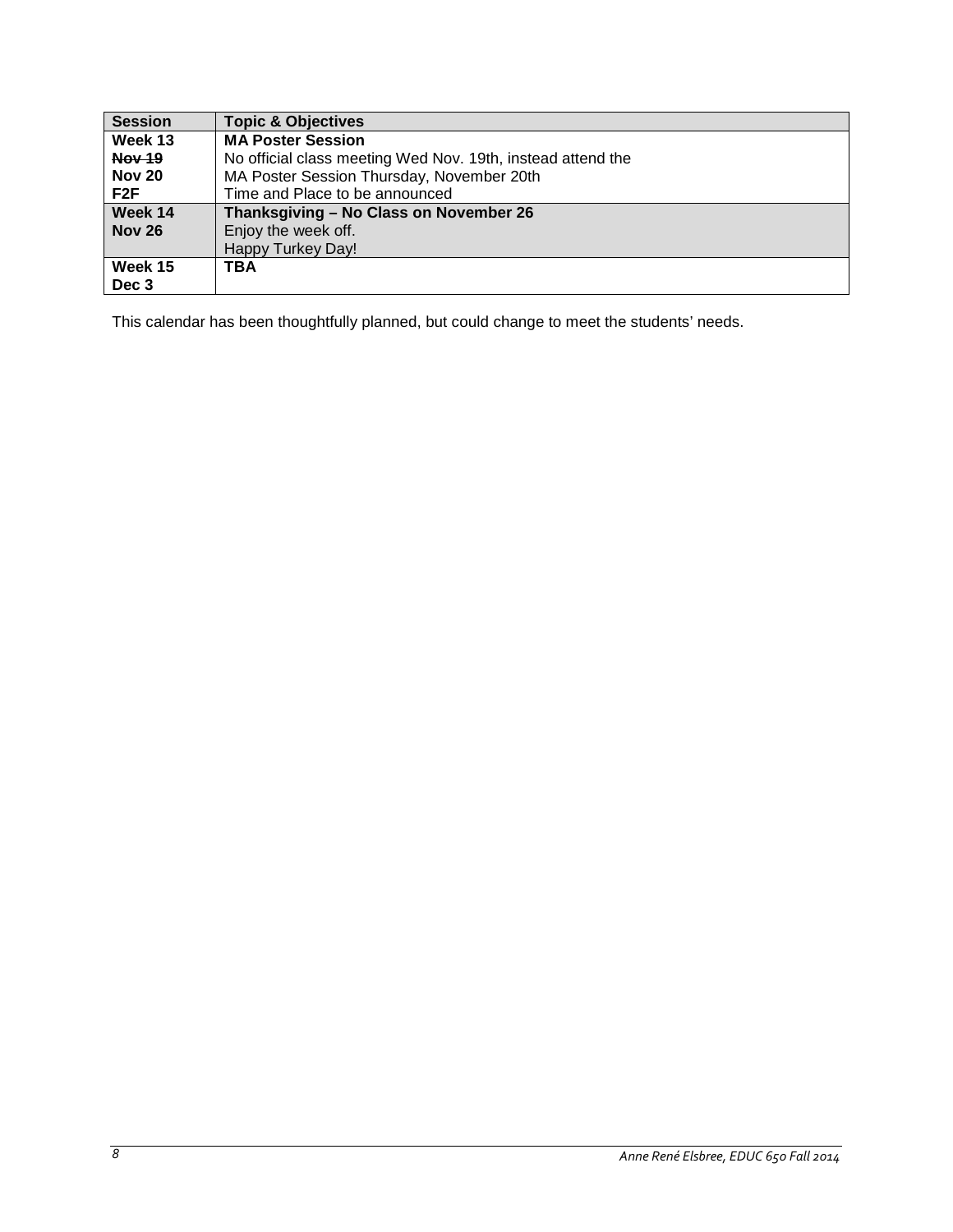| Session | Topic & Objectives |
|---|---|
| **Week 13**<br>**~~Nov 19~~**<br>**Nov 20**<br>**F2F** | **MA Poster Session**<br>No official class meeting Wed Nov. 19th, instead attend the MA Poster Session Thursday, November 20th<br>Time and Place to be announced |
| **Week 14**<br>**Nov 26** | **Thanksgiving – No Class on November 26**<br>Enjoy the week off.<br>Happy Turkey Day! |
| **Week 15**<br>**Dec 3** | **TBA** |

This calendar has been thoughtfully planned, but could change to meet the students' needs.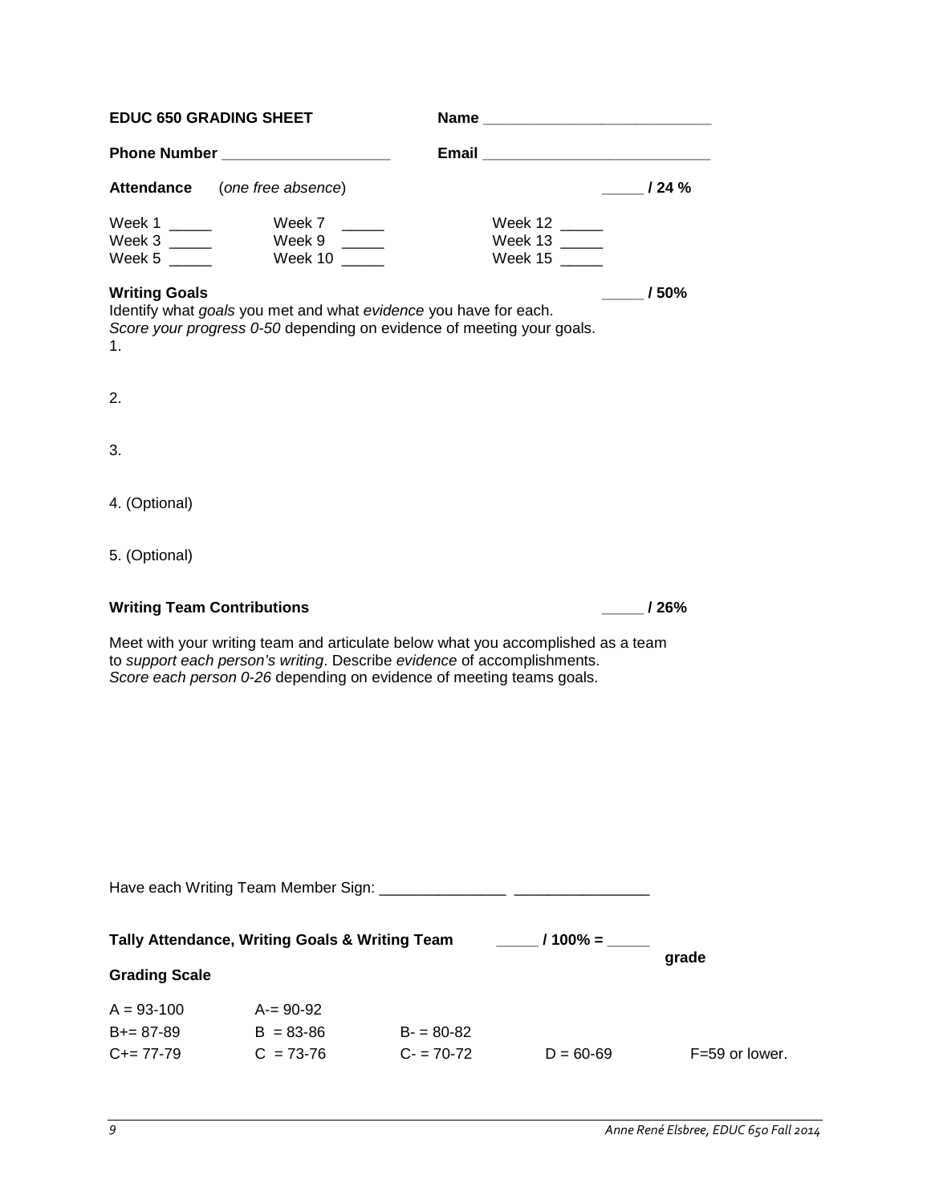**EDUC 650 GRADING SHEET** **Name** ___________________________

**Phone Number** ____________________ **Email** ____________________________

**Attendance** (*one free absence*) _____ **/ 24 %**

Week 1 _____ Week 7 _____ Week 12 _____
Week 3 _____ Week 9 _____ Week 13 _____
Week 5 _____ Week 10 _____ Week 15 _____

**Writing Goals** _____ **/ 50%**

Identify what *goals* you met and what *evidence* you have for each.
*Score your progress 0-50* depending on evidence of meeting your goals.

1.

2.

3.

4. (Optional)

5. (Optional)

**Writing Team Contributions** _____ **/ 26%**

Meet with your writing team and articulate below what you accomplished as a team to *support each person's writing*. Describe *evidence* of accomplishments.
*Score each person 0-26* depending on evidence of meeting teams goals.

Have each Writing Team Member Sign: _______________ ________________

**Tally Attendance, Writing Goals & Writing Team** _____ **/ 100% =** _____ **grade**

**Grading Scale**

| | | | | |
|---|---|---|---|---|
| A = 93-100 | A-= 90-92 | | | |
| B+= 87-89 | B = 83-86 | B- = 80-82 | | |
| C+= 77-79 | C = 73-76 | C- = 70-72 | D = 60-69 | F=59 or lower. |